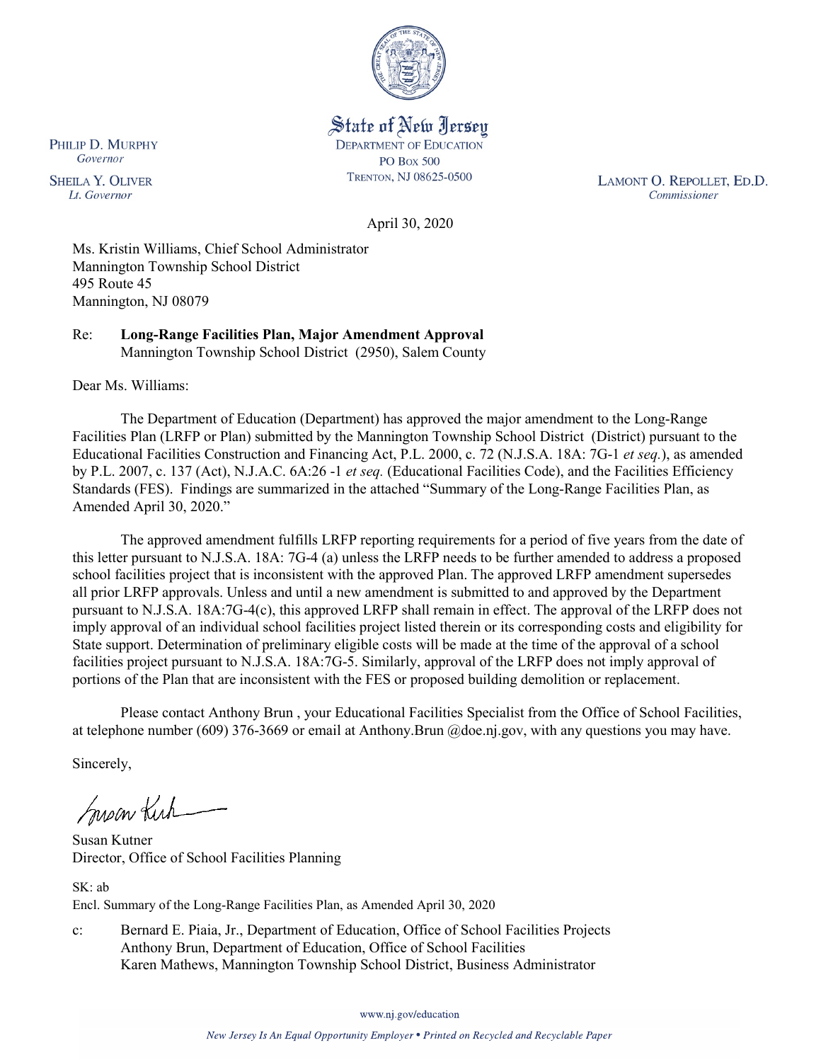State of New Jersey
DEPARTMENT OF EDUCATION
PO BOX 500
TRENTON, NJ 08625-0500

PHILIP D. MURPHY
*Governor*

SHEILA Y. OLIVER
*Lt. Governor*

LAMONT O. REPOLLET, ED.D.
*Commissioner*

April 30, 2020

Ms. Kristin Williams, Chief School Administrator
Mannington Township School District
495 Route 45
Mannington, NJ 08079

Re: **Long-Range Facilities Plan, Major Amendment Approval**
Mannington Township School District (2950), Salem County

Dear Ms. Williams:

The Department of Education (Department) has approved the major amendment to the Long-Range Facilities Plan (LRFP or Plan) submitted by the Mannington Township School District (District) pursuant to the Educational Facilities Construction and Financing Act, P.L. 2000, c. 72 (N.J.S.A. 18A: 7G-1 *et seq.*), as amended by P.L. 2007, c. 137 (Act), N.J.A.C. 6A:26 -1 *et seq.* (Educational Facilities Code), and the Facilities Efficiency Standards (FES). Findings are summarized in the attached "Summary of the Long-Range Facilities Plan, as Amended April 30, 2020."

The approved amendment fulfills LRFP reporting requirements for a period of five years from the date of this letter pursuant to N.J.S.A. 18A: 7G-4 (a) unless the LRFP needs to be further amended to address a proposed school facilities project that is inconsistent with the approved Plan. The approved LRFP amendment supersedes all prior LRFP approvals. Unless and until a new amendment is submitted to and approved by the Department pursuant to N.J.S.A. 18A:7G-4(c), this approved LRFP shall remain in effect. The approval of the LRFP does not imply approval of an individual school facilities project listed therein or its corresponding costs and eligibility for State support. Determination of preliminary eligible costs will be made at the time of the approval of a school facilities project pursuant to N.J.S.A. 18A:7G-5. Similarly, approval of the LRFP does not imply approval of portions of the Plan that are inconsistent with the FES or proposed building demolition or replacement.

Please contact Anthony Brun , your Educational Facilities Specialist from the Office of School Facilities, at telephone number (609) 376-3669 or email at Anthony.Brun @doe.nj.gov, with any questions you may have.

Sincerely,

Susan Kutner
Director, Office of School Facilities Planning

SK: ab
Encl. Summary of the Long-Range Facilities Plan, as Amended April 30, 2020

c: Bernard E. Piaia, Jr., Department of Education, Office of School Facilities Projects
Anthony Brun, Department of Education, Office of School Facilities
Karen Mathews, Mannington Township School District, Business Administrator

www.nj.gov/education

*New Jersey Is An Equal Opportunity Employer • Printed on Recycled and Recyclable Paper*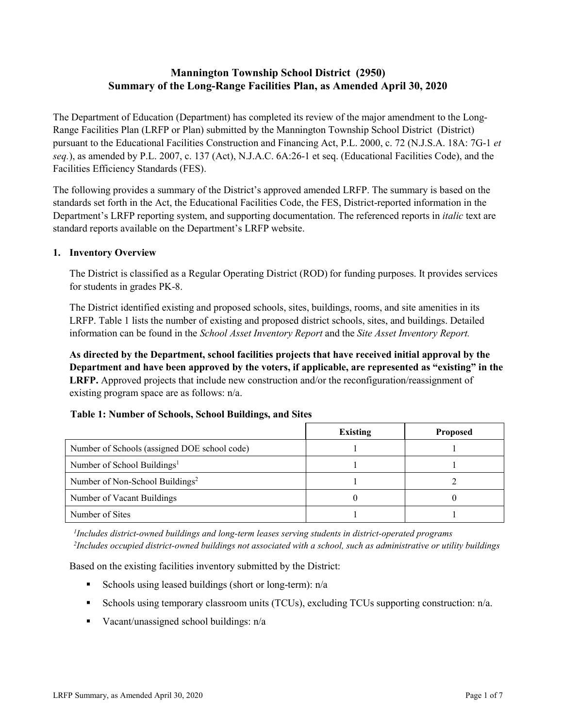# Mannington Township School District (2950)
## Summary of the Long-Range Facilities Plan, as Amended April 30, 2020

The Department of Education (Department) has completed its review of the major amendment to the Long-Range Facilities Plan (LRFP or Plan) submitted by the Mannington Township School District (District) pursuant to the Educational Facilities Construction and Financing Act, P.L. 2000, c. 72 (N.J.S.A. 18A: 7G-1 *et seq.*), as amended by P.L. 2007, c. 137 (Act), N.J.A.C. 6A:26-1 et seq. (Educational Facilities Code), and the Facilities Efficiency Standards (FES).

The following provides a summary of the District's approved amended LRFP. The summary is based on the standards set forth in the Act, the Educational Facilities Code, the FES, District-reported information in the Department's LRFP reporting system, and supporting documentation. The referenced reports in *italic* text are standard reports available on the Department's LRFP website.

### 1. Inventory Overview

The District is classified as a Regular Operating District (ROD) for funding purposes. It provides services for students in grades PK-8.

The District identified existing and proposed schools, sites, buildings, rooms, and site amenities in its LRFP. Table 1 lists the number of existing and proposed district schools, sites, and buildings. Detailed information can be found in the *School Asset Inventory Report* and the *Site Asset Inventory Report.*

**As directed by the Department, school facilities projects that have received initial approval by the Department and have been approved by the voters, if applicable, are represented as "existing" in the LRFP.** Approved projects that include new construction and/or the reconfiguration/reassignment of existing program space are as follows: n/a.

**Table 1: Number of Schools, School Buildings, and Sites**

| | Existing | Proposed |
|---|---|---|
| Number of Schools (assigned DOE school code) | 1 | 1 |
| Number of School Buildings[1] | 1 | 1 |
| Number of Non-School Buildings[2] | 1 | 2 |
| Number of Vacant Buildings | 0 | 0 |
| Number of Sites | 1 | 1 |

*[1]Includes district-owned buildings and long-term leases serving students in district-operated programs*
*[2]Includes occupied district-owned buildings not associated with a school, such as administrative or utility buildings*

Based on the existing facilities inventory submitted by the District:

- Schools using leased buildings (short or long-term): n/a
- Schools using temporary classroom units (TCUs), excluding TCUs supporting construction: n/a.
- Vacant/unassigned school buildings: n/a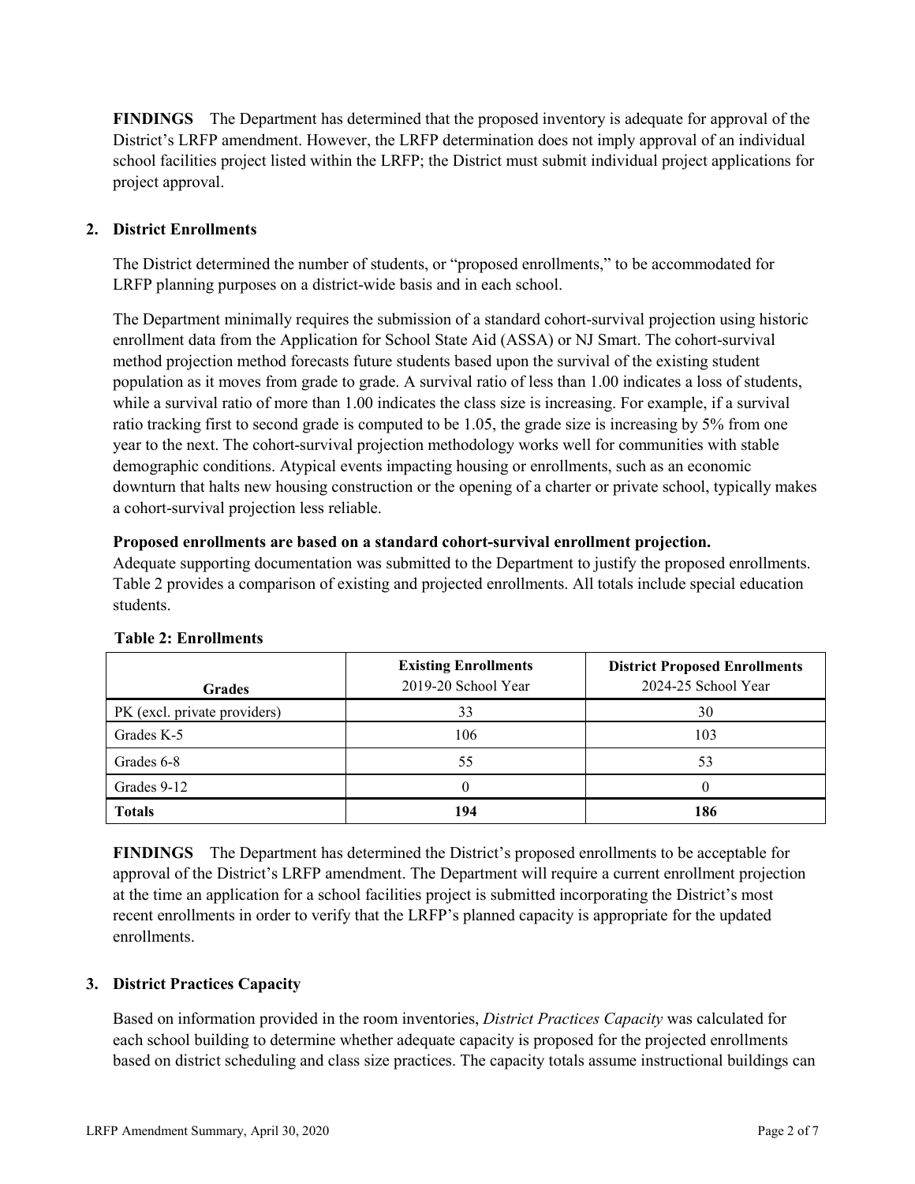**FINDINGS** The Department has determined that the proposed inventory is adequate for approval of the District's LRFP amendment. However, the LRFP determination does not imply approval of an individual school facilities project listed within the LRFP; the District must submit individual project applications for project approval.

## 2. District Enrollments

The District determined the number of students, or "proposed enrollments," to be accommodated for LRFP planning purposes on a district-wide basis and in each school.

The Department minimally requires the submission of a standard cohort-survival projection using historic enrollment data from the Application for School State Aid (ASSA) or NJ Smart. The cohort-survival method projection method forecasts future students based upon the survival of the existing student population as it moves from grade to grade. A survival ratio of less than 1.00 indicates a loss of students, while a survival ratio of more than 1.00 indicates the class size is increasing. For example, if a survival ratio tracking first to second grade is computed to be 1.05, the grade size is increasing by 5% from one year to the next. The cohort-survival projection methodology works well for communities with stable demographic conditions. Atypical events impacting housing or enrollments, such as an economic downturn that halts new housing construction or the opening of a charter or private school, typically makes a cohort-survival projection less reliable.

**Proposed enrollments are based on a standard cohort-survival enrollment projection.**
Adequate supporting documentation was submitted to the Department to justify the proposed enrollments. Table 2 provides a comparison of existing and projected enrollments. All totals include special education students.

**Table 2: Enrollments**

| Grades | **Existing Enrollments** 2019-20 School Year | **District Proposed Enrollments** 2024-25 School Year |
|---|---|---|
| PK (excl. private providers) | 33 | 30 |
| Grades K-5 | 106 | 103 |
| Grades 6-8 | 55 | 53 |
| Grades 9-12 | 0 | 0 |
| **Totals** | **194** | **186** |

**FINDINGS** The Department has determined the District's proposed enrollments to be acceptable for approval of the District's LRFP amendment. The Department will require a current enrollment projection at the time an application for a school facilities project is submitted incorporating the District's most recent enrollments in order to verify that the LRFP's planned capacity is appropriate for the updated enrollments.

## 3. District Practices Capacity

Based on information provided in the room inventories, *District Practices Capacity* was calculated for each school building to determine whether adequate capacity is proposed for the projected enrollments based on district scheduling and class size practices. The capacity totals assume instructional buildings can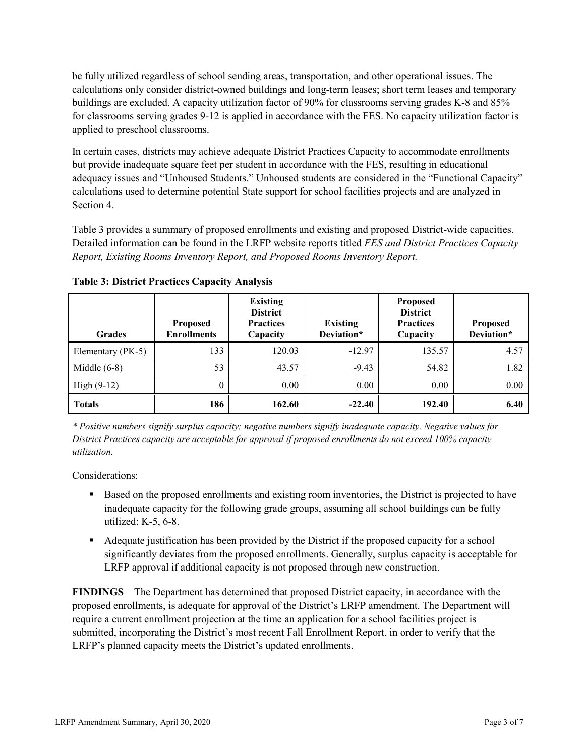be fully utilized regardless of school sending areas, transportation, and other operational issues. The calculations only consider district-owned buildings and long-term leases; short term leases and temporary buildings are excluded. A capacity utilization factor of 90% for classrooms serving grades K-8 and 85% for classrooms serving grades 9-12 is applied in accordance with the FES. No capacity utilization factor is applied to preschool classrooms.

In certain cases, districts may achieve adequate District Practices Capacity to accommodate enrollments but provide inadequate square feet per student in accordance with the FES, resulting in educational adequacy issues and "Unhoused Students." Unhoused students are considered in the "Functional Capacity" calculations used to determine potential State support for school facilities projects and are analyzed in Section 4.

Table 3 provides a summary of proposed enrollments and existing and proposed District-wide capacities. Detailed information can be found in the LRFP website reports titled *FES and District Practices Capacity Report, Existing Rooms Inventory Report, and Proposed Rooms Inventory Report.*

**Table 3: District Practices Capacity Analysis**

| Grades | Proposed Enrollments | Existing District Practices Capacity | Existing Deviation* | Proposed District Practices Capacity | Proposed Deviation* |
|---|---|---|---|---|---|
| Elementary (PK-5) | 133 | 120.03 | -12.97 | 135.57 | 4.57 |
| Middle (6-8) | 53 | 43.57 | -9.43 | 54.82 | 1.82 |
| High (9-12) | 0 | 0.00 | 0.00 | 0.00 | 0.00 |
| **Totals** | **186** | **162.60** | **-22.40** | **192.40** | **6.40** |

*\* Positive numbers signify surplus capacity; negative numbers signify inadequate capacity. Negative values for District Practices capacity are acceptable for approval if proposed enrollments do not exceed 100% capacity utilization.*

Considerations:

- Based on the proposed enrollments and existing room inventories, the District is projected to have inadequate capacity for the following grade groups, assuming all school buildings can be fully utilized: K-5, 6-8.
- Adequate justification has been provided by the District if the proposed capacity for a school significantly deviates from the proposed enrollments. Generally, surplus capacity is acceptable for LRFP approval if additional capacity is not proposed through new construction.

**FINDINGS** The Department has determined that proposed District capacity, in accordance with the proposed enrollments, is adequate for approval of the District's LRFP amendment. The Department will require a current enrollment projection at the time an application for a school facilities project is submitted, incorporating the District's most recent Fall Enrollment Report, in order to verify that the LRFP's planned capacity meets the District's updated enrollments.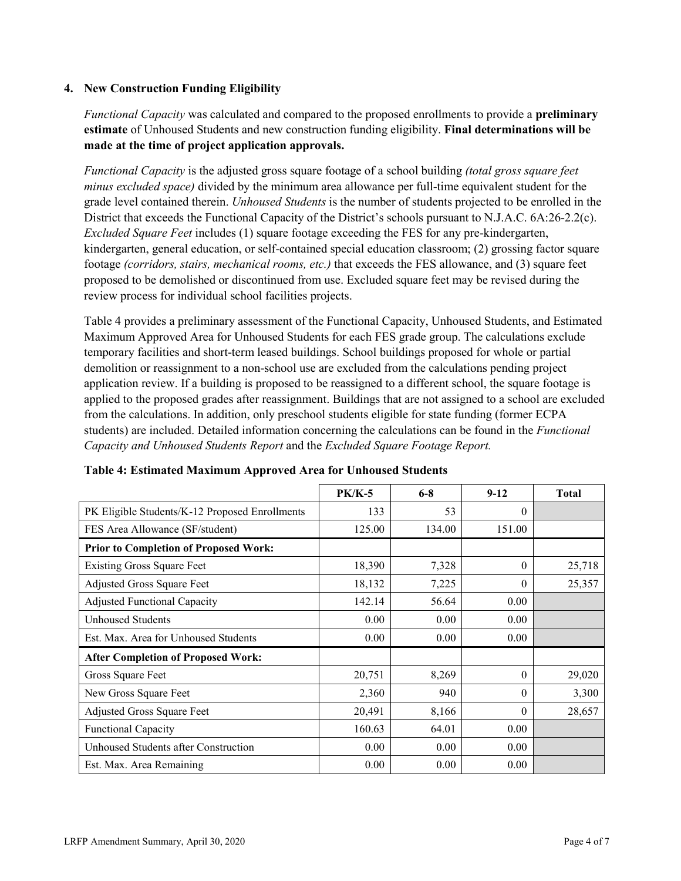### 4. New Construction Funding Eligibility

*Functional Capacity* was calculated and compared to the proposed enrollments to provide a **preliminary estimate** of Unhoused Students and new construction funding eligibility. **Final determinations will be made at the time of project application approvals.**

*Functional Capacity* is the adjusted gross square footage of a school building *(total gross square feet minus excluded space)* divided by the minimum area allowance per full-time equivalent student for the grade level contained therein. *Unhoused Students* is the number of students projected to be enrolled in the District that exceeds the Functional Capacity of the District's schools pursuant to N.J.A.C. 6A:26-2.2(c). *Excluded Square Feet* includes (1) square footage exceeding the FES for any pre-kindergarten, kindergarten, general education, or self-contained special education classroom; (2) grossing factor square footage *(corridors, stairs, mechanical rooms, etc.)* that exceeds the FES allowance, and (3) square feet proposed to be demolished or discontinued from use. Excluded square feet may be revised during the review process for individual school facilities projects.

Table 4 provides a preliminary assessment of the Functional Capacity, Unhoused Students, and Estimated Maximum Approved Area for Unhoused Students for each FES grade group. The calculations exclude temporary facilities and short-term leased buildings. School buildings proposed for whole or partial demolition or reassignment to a non-school use are excluded from the calculations pending project application review. If a building is proposed to be reassigned to a different school, the square footage is applied to the proposed grades after reassignment. Buildings that are not assigned to a school are excluded from the calculations. In addition, only preschool students eligible for state funding (former ECPA students) are included. Detailed information concerning the calculations can be found in the *Functional Capacity and Unhoused Students Report* and the *Excluded Square Footage Report.*

**Table 4: Estimated Maximum Approved Area for Unhoused Students**

| | PK/K-5 | 6-8 | 9-12 | Total |
|---|---|---|---|---|
| PK Eligible Students/K-12 Proposed Enrollments | 133 | 53 | 0 | |
| FES Area Allowance (SF/student) | 125.00 | 134.00 | 151.00 | |
| **Prior to Completion of Proposed Work:** | | | | |
| Existing Gross Square Feet | 18,390 | 7,328 | 0 | 25,718 |
| Adjusted Gross Square Feet | 18,132 | 7,225 | 0 | 25,357 |
| Adjusted Functional Capacity | 142.14 | 56.64 | 0.00 | |
| Unhoused Students | 0.00 | 0.00 | 0.00 | |
| Est. Max. Area for Unhoused Students | 0.00 | 0.00 | 0.00 | |
| **After Completion of Proposed Work:** | | | | |
| Gross Square Feet | 20,751 | 8,269 | 0 | 29,020 |
| New Gross Square Feet | 2,360 | 940 | 0 | 3,300 |
| Adjusted Gross Square Feet | 20,491 | 8,166 | 0 | 28,657 |
| Functional Capacity | 160.63 | 64.01 | 0.00 | |
| Unhoused Students after Construction | 0.00 | 0.00 | 0.00 | |
| Est. Max. Area Remaining | 0.00 | 0.00 | 0.00 | |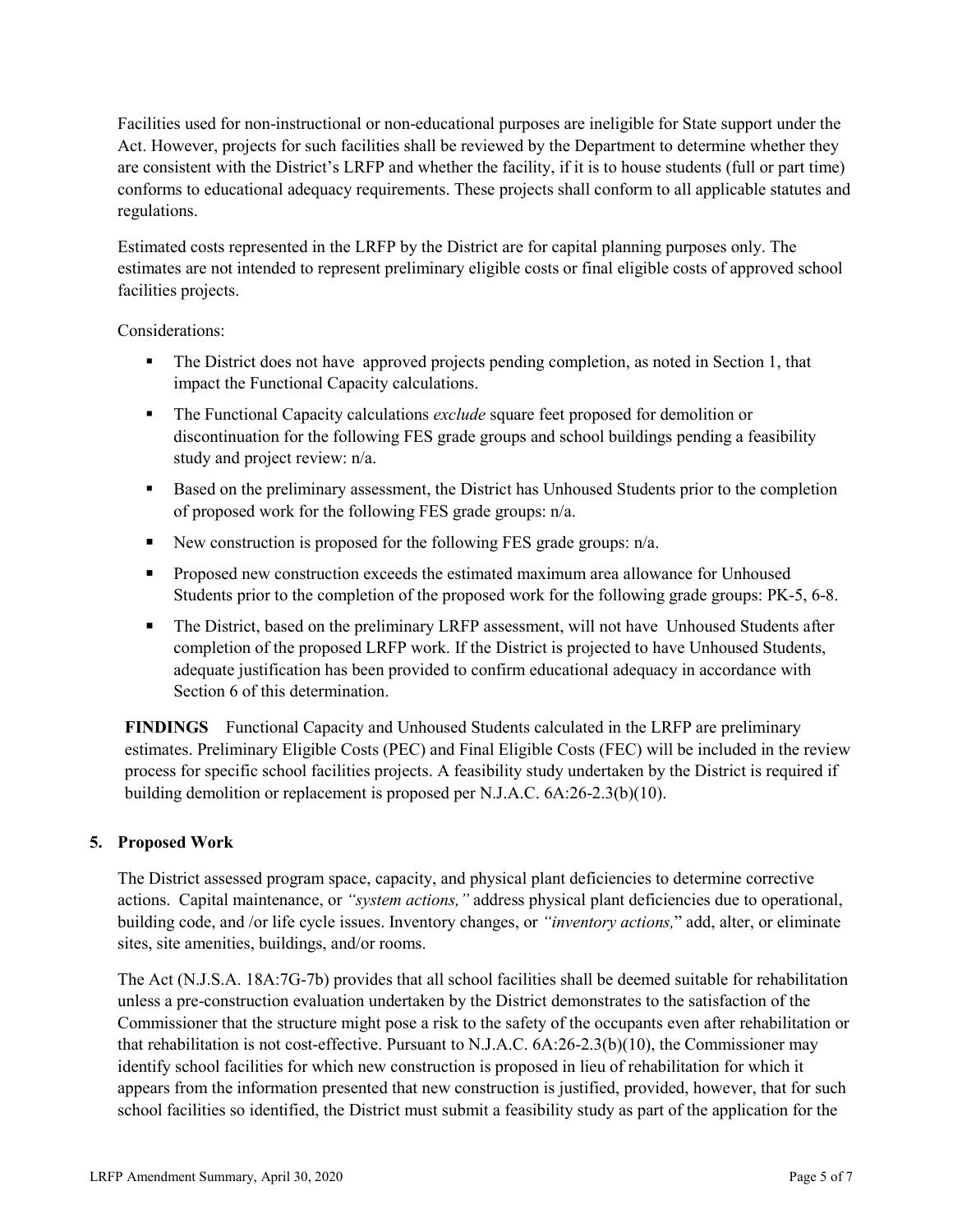Facilities used for non-instructional or non-educational purposes are ineligible for State support under the Act. However, projects for such facilities shall be reviewed by the Department to determine whether they are consistent with the District's LRFP and whether the facility, if it is to house students (full or part time) conforms to educational adequacy requirements. These projects shall conform to all applicable statutes and regulations.

Estimated costs represented in the LRFP by the District are for capital planning purposes only. The estimates are not intended to represent preliminary eligible costs or final eligible costs of approved school facilities projects.

Considerations:

- The District does not have approved projects pending completion, as noted in Section 1, that impact the Functional Capacity calculations.
- The Functional Capacity calculations *exclude* square feet proposed for demolition or discontinuation for the following FES grade groups and school buildings pending a feasibility study and project review: n/a.
- Based on the preliminary assessment, the District has Unhoused Students prior to the completion of proposed work for the following FES grade groups: n/a.
- New construction is proposed for the following FES grade groups: n/a.
- Proposed new construction exceeds the estimated maximum area allowance for Unhoused Students prior to the completion of the proposed work for the following grade groups: PK-5, 6-8.
- The District, based on the preliminary LRFP assessment, will not have Unhoused Students after completion of the proposed LRFP work. If the District is projected to have Unhoused Students, adequate justification has been provided to confirm educational adequacy in accordance with Section 6 of this determination.

**FINDINGS** Functional Capacity and Unhoused Students calculated in the LRFP are preliminary estimates. Preliminary Eligible Costs (PEC) and Final Eligible Costs (FEC) will be included in the review process for specific school facilities projects. A feasibility study undertaken by the District is required if building demolition or replacement is proposed per N.J.A.C. 6A:26-2.3(b)(10).

## 5. Proposed Work

The District assessed program space, capacity, and physical plant deficiencies to determine corrective actions. Capital maintenance, or *"system actions,"* address physical plant deficiencies due to operational, building code, and /or life cycle issues. Inventory changes, or *"inventory actions,"* add, alter, or eliminate sites, site amenities, buildings, and/or rooms.

The Act (N.J.S.A. 18A:7G-7b) provides that all school facilities shall be deemed suitable for rehabilitation unless a pre-construction evaluation undertaken by the District demonstrates to the satisfaction of the Commissioner that the structure might pose a risk to the safety of the occupants even after rehabilitation or that rehabilitation is not cost-effective. Pursuant to N.J.A.C. 6A:26-2.3(b)(10), the Commissioner may identify school facilities for which new construction is proposed in lieu of rehabilitation for which it appears from the information presented that new construction is justified, provided, however, that for such school facilities so identified, the District must submit a feasibility study as part of the application for the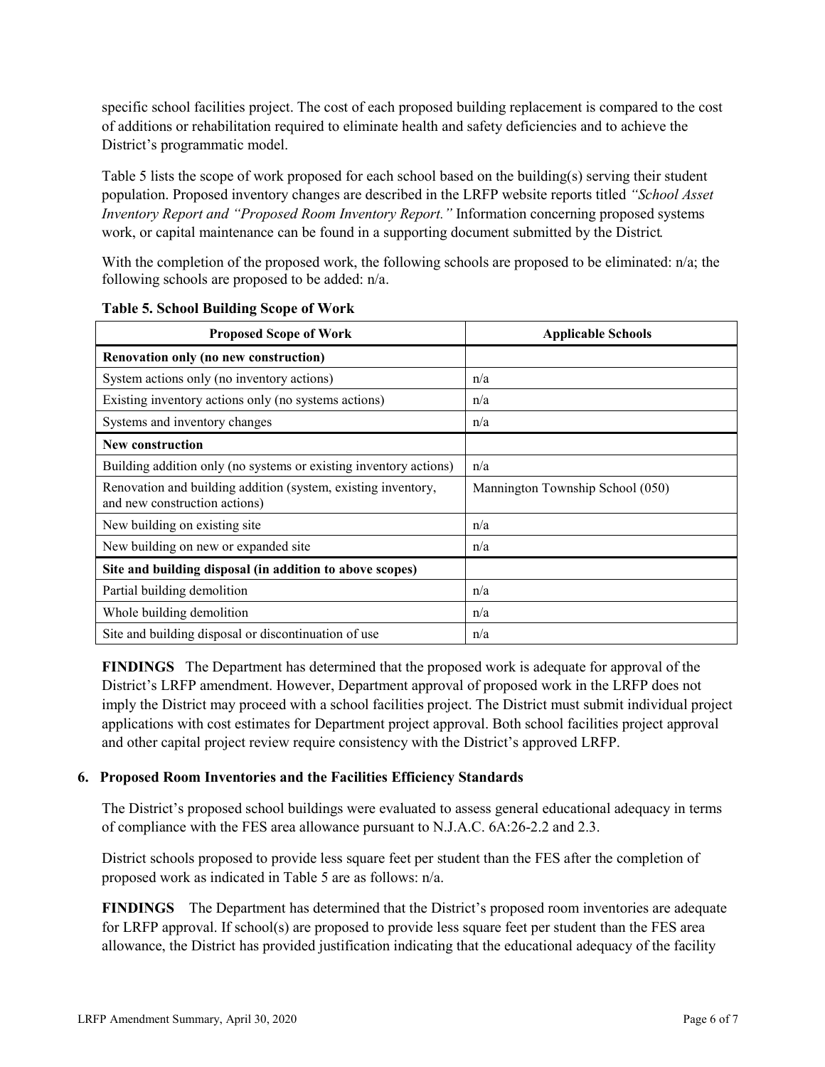specific school facilities project. The cost of each proposed building replacement is compared to the cost of additions or rehabilitation required to eliminate health and safety deficiencies and to achieve the District's programmatic model.

Table 5 lists the scope of work proposed for each school based on the building(s) serving their student population. Proposed inventory changes are described in the LRFP website reports titled *"School Asset Inventory Report and "Proposed Room Inventory Report."* Information concerning proposed systems work, or capital maintenance can be found in a supporting document submitted by the District.

With the completion of the proposed work, the following schools are proposed to be eliminated: n/a; the following schools are proposed to be added: n/a.

**Table 5. School Building Scope of Work**

| Proposed Scope of Work | Applicable Schools |
|---|---|
| **Renovation only (no new construction)** | |
| System actions only (no inventory actions) | n/a |
| Existing inventory actions only (no systems actions) | n/a |
| Systems and inventory changes | n/a |
| **New construction** | |
| Building addition only (no systems or existing inventory actions) | n/a |
| Renovation and building addition (system, existing inventory, and new construction actions) | Mannington Township School (050) |
| New building on existing site | n/a |
| New building on new or expanded site | n/a |
| **Site and building disposal (in addition to above scopes)** | |
| Partial building demolition | n/a |
| Whole building demolition | n/a |
| Site and building disposal or discontinuation of use | n/a |

**FINDINGS** The Department has determined that the proposed work is adequate for approval of the District's LRFP amendment. However, Department approval of proposed work in the LRFP does not imply the District may proceed with a school facilities project. The District must submit individual project applications with cost estimates for Department project approval. Both school facilities project approval and other capital project review require consistency with the District's approved LRFP.

## 6. Proposed Room Inventories and the Facilities Efficiency Standards

The District's proposed school buildings were evaluated to assess general educational adequacy in terms of compliance with the FES area allowance pursuant to N.J.A.C. 6A:26-2.2 and 2.3.

District schools proposed to provide less square feet per student than the FES after the completion of proposed work as indicated in Table 5 are as follows: n/a.

**FINDINGS** The Department has determined that the District's proposed room inventories are adequate for LRFP approval. If school(s) are proposed to provide less square feet per student than the FES area allowance, the District has provided justification indicating that the educational adequacy of the facility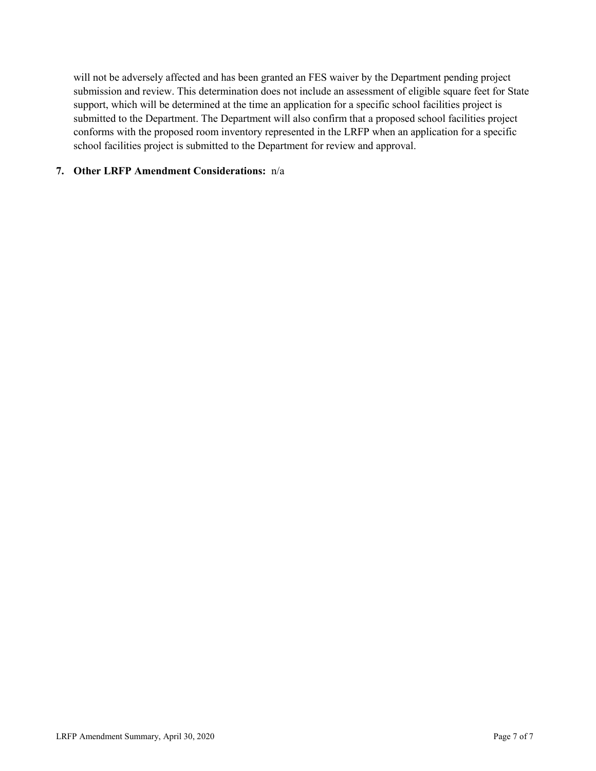will not be adversely affected and has been granted an FES waiver by the Department pending project submission and review. This determination does not include an assessment of eligible square feet for State support, which will be determined at the time an application for a specific school facilities project is submitted to the Department. The Department will also confirm that a proposed school facilities project conforms with the proposed room inventory represented in the LRFP when an application for a specific school facilities project is submitted to the Department for review and approval.

**7. Other LRFP Amendment Considerations:** n/a